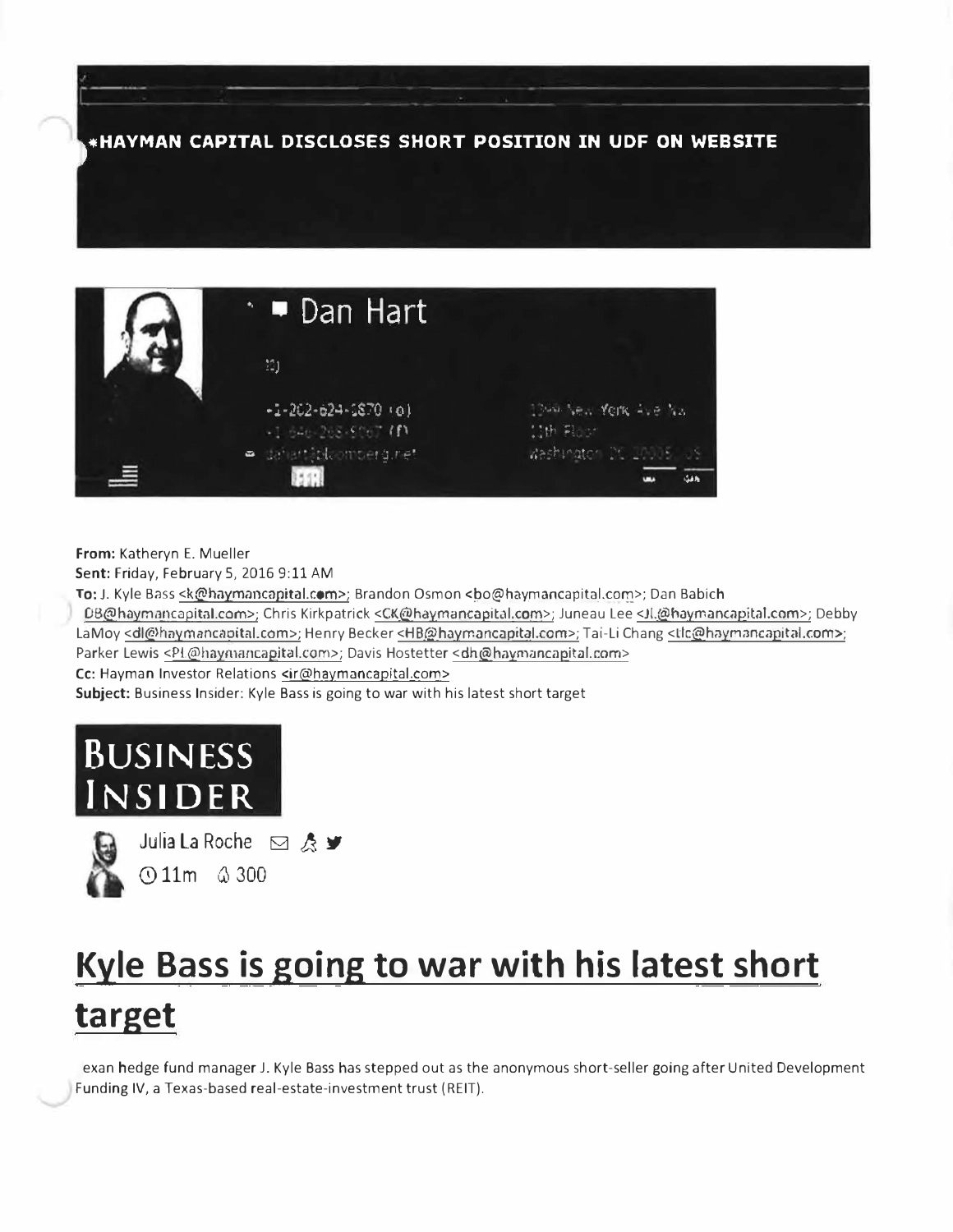*HAYMAN CAPITAL DISCLOSES SHORT POSITION IN UDF ON WEBSITE

Dan Hart

+1-202-624-1870 (o)
+1-646-268-5067 (f)
dehart@bloomberg.net

1399 New York Ave NW
11th Floor
Washington DC 20005 US

**From:** Katheryn E. Mueller
**Sent:** Friday, February 5, 2016 9:11 AM
**To:** J. Kyle Bass <k@haymancapital.com>; Brandon Osmon <bo@haymancapital.com>; Dan Babich DB@haymancapital.com>; Chris Kirkpatrick <CK@haymancapital.com>; Juneau Lee <JL@haymancapital.com>; Debby LaMoy <dl@haymancapital.com>; Henry Becker <HB@haymancapital.com>; Tai-Li Chang <tlc@haymancapital.com>; Parker Lewis <PL@haymancapital.com>; Davis Hostetter <dh@haymancapital.com>
**Cc:** Hayman Investor Relations <ir@haymancapital.com>
**Subject:** Business Insider: Kyle Bass is going to war with his latest short target

# BUSINESS INSIDER

Julia La Roche
11m 300

# Kyle Bass is going to war with his latest short target

exan hedge fund manager J. Kyle Bass has stepped out as the anonymous short-seller going after United Development Funding IV, a Texas-based real-estate-investment trust (REIT).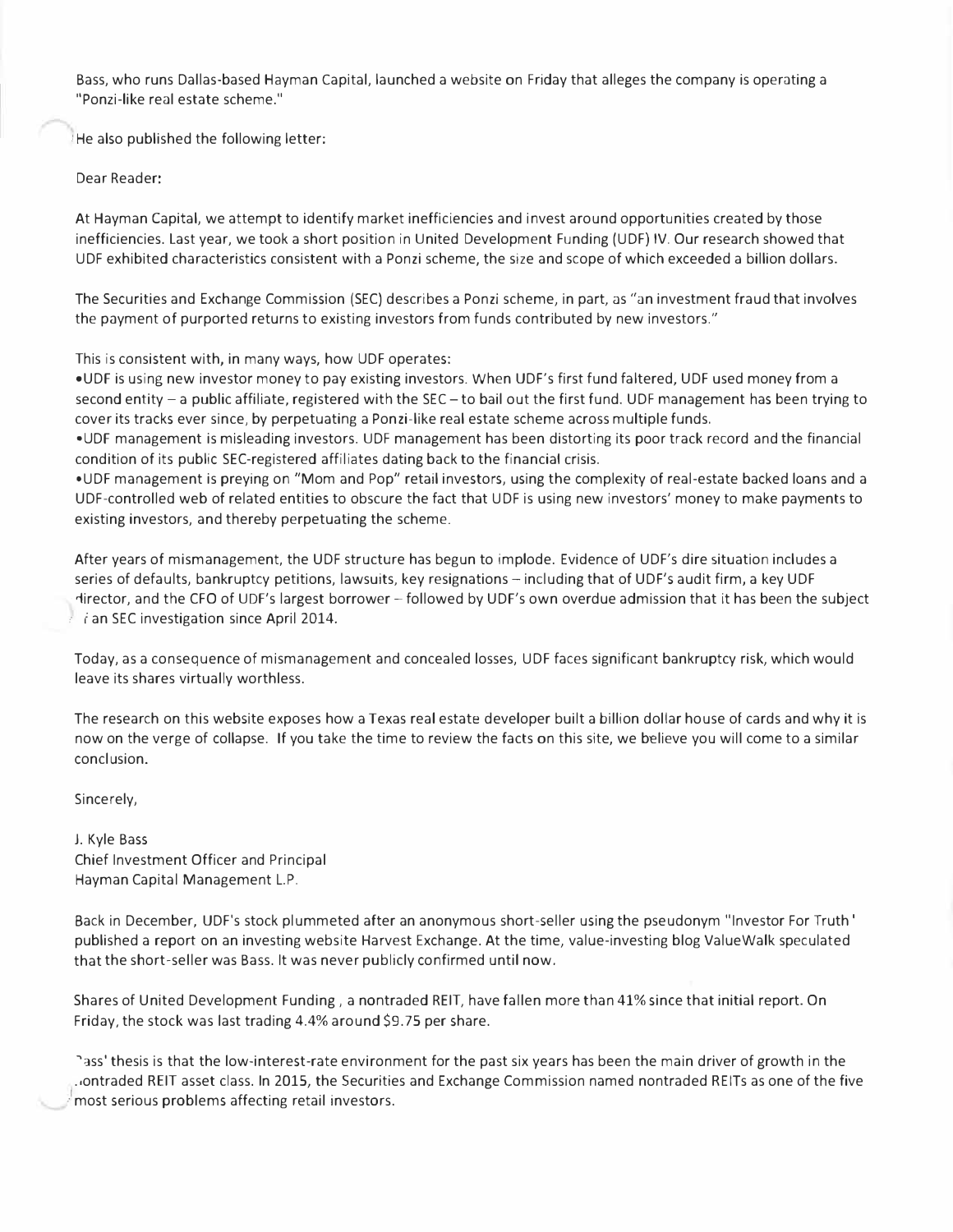Bass, who runs Dallas-based Hayman Capital, launched a website on Friday that alleges the company is operating a "Ponzi-like real estate scheme."

He also published the following letter:

Dear Reader:

At Hayman Capital, we attempt to identify market inefficiencies and invest around opportunities created by those inefficiencies. Last year, we took a short position in United Development Funding (UDF) IV. Our research showed that UDF exhibited characteristics consistent with a Ponzi scheme, the size and scope of which exceeded a billion dollars.

The Securities and Exchange Commission (SEC) describes a Ponzi scheme, in part, as "an investment fraud that involves the payment of purported returns to existing investors from funds contributed by new investors."

This is consistent with, in many ways, how UDF operates:

- UDF is using new investor money to pay existing investors. When UDF's first fund faltered, UDF used money from a second entity – a public affiliate, registered with the SEC – to bail out the first fund. UDF management has been trying to cover its tracks ever since, by perpetuating a Ponzi-like real estate scheme across multiple funds.
- UDF management is misleading investors. UDF management has been distorting its poor track record and the financial condition of its public SEC-registered affiliates dating back to the financial crisis.
- UDF management is preying on "Mom and Pop" retail investors, using the complexity of real-estate backed loans and a UDF-controlled web of related entities to obscure the fact that UDF is using new investors' money to make payments to existing investors, and thereby perpetuating the scheme.

After years of mismanagement, the UDF structure has begun to implode. Evidence of UDF's dire situation includes a series of defaults, bankruptcy petitions, lawsuits, key resignations – including that of UDF's audit firm, a key UDF director, and the CFO of UDF's largest borrower – followed by UDF's own overdue admission that it has been the subject of an SEC investigation since April 2014.

Today, as a consequence of mismanagement and concealed losses, UDF faces significant bankruptcy risk, which would leave its shares virtually worthless.

The research on this website exposes how a Texas real estate developer built a billion dollar house of cards and why it is now on the verge of collapse. If you take the time to review the facts on this site, we believe you will come to a similar conclusion.

Sincerely,

J. Kyle Bass
Chief Investment Officer and Principal
Hayman Capital Management L.P.

Back in December, UDF's stock plummeted after an anonymous short-seller using the pseudonym "Investor For Truth" published a report on an investing website Harvest Exchange. At the time, value-investing blog ValueWalk speculated that the short-seller was Bass. It was never publicly confirmed until now.

Shares of United Development Funding , a nontraded REIT, have fallen more than 41% since that initial report. On Friday, the stock was last trading 4.4% around $9.75 per share.

Bass' thesis is that the low-interest-rate environment for the past six years has been the main driver of growth in the nontraded REIT asset class. In 2015, the Securities and Exchange Commission named nontraded REITs as one of the five most serious problems affecting retail investors.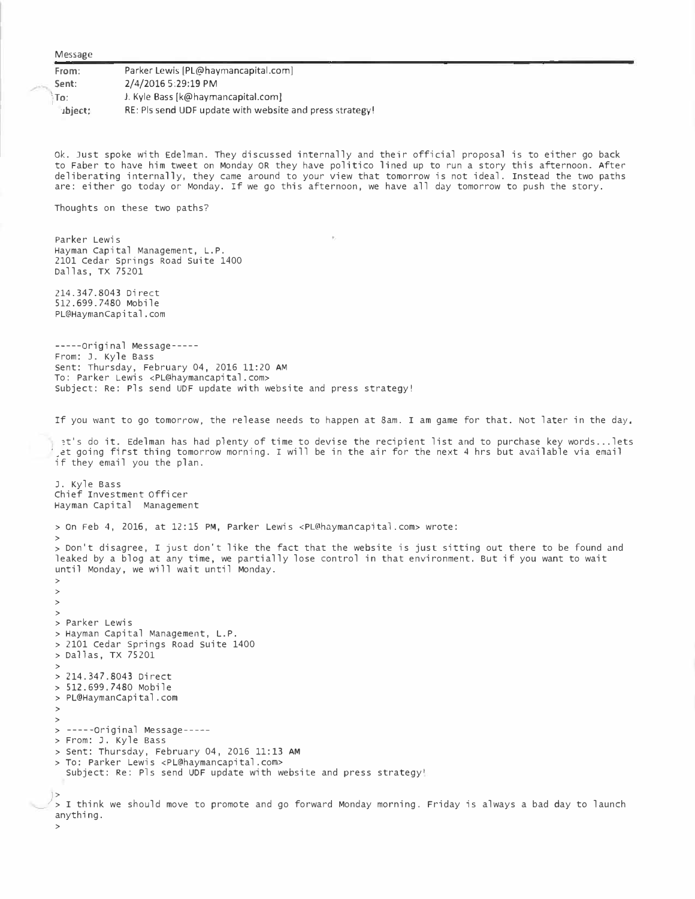Message

| | |
|---|---|
| From: | Parker Lewis [PL@haymancapital.com] |
| Sent: | 2/4/2016 5:29:19 PM |
| To: | J. Kyle Bass [k@haymancapital.com] |
| ıbject: | RE: Pls send UDF update with website and press strategy! |

Ok. Just spoke with Edelman. They discussed internally and their official proposal is to either go back to Faber to have him tweet on Monday OR they have politico lined up to run a story this afternoon. After deliberating internally, they came around to your view that tomorrow is not ideal. Instead the two paths are: either go today or Monday. If we go this afternoon, we have all day tomorrow to push the story.

Thoughts on these two paths?

Parker Lewis
Hayman Capital Management, L.P.
2101 Cedar Springs Road Suite 1400
Dallas, TX 75201

214.347.8043 Direct
512.699.7480 Mobile
PL@HaymanCapital.com

-----Original Message-----
From: J. Kyle Bass
Sent: Thursday, February 04, 2016 11:20 AM
To: Parker Lewis <PL@haymancapital.com>
Subject: Re: Pls send UDF update with website and press strategy!

If you want to go tomorrow, the release needs to happen at 8am. I am game for that. Not later in the day.

ɜt's do it. Edelman has had plenty of time to devise the recipient list and to purchase key words...lets ˌet going first thing tomorrow morning. I will be in the air for the next 4 hrs but available via email if they email you the plan.

J. Kyle Bass
Chief Investment Officer
Hayman Capital Management

> On Feb 4, 2016, at 12:15 PM, Parker Lewis <PL@haymancapital.com> wrote:
>
> Don't disagree, I just don't like the fact that the website is just sitting out there to be found and leaked by a blog at any time, we partially lose control in that environment. But if you want to wait until Monday, we will wait until Monday.
>
>
>
>
> Parker Lewis
> Hayman Capital Management, L.P.
> 2101 Cedar Springs Road Suite 1400
> Dallas, TX 75201
>
> 214.347.8043 Direct
> 512.699.7480 Mobile
> PL@HaymanCapital.com
>
>
> -----Original Message-----
> From: J. Kyle Bass
> Sent: Thursday, February 04, 2016 11:13 AM
> To: Parker Lewis <PL@haymancapital.com>
Subject: Re: Pls send UDF update with website and press strategy!

>
> I think we should move to promote and go forward Monday morning. Friday is always a bad day to launch anything.
>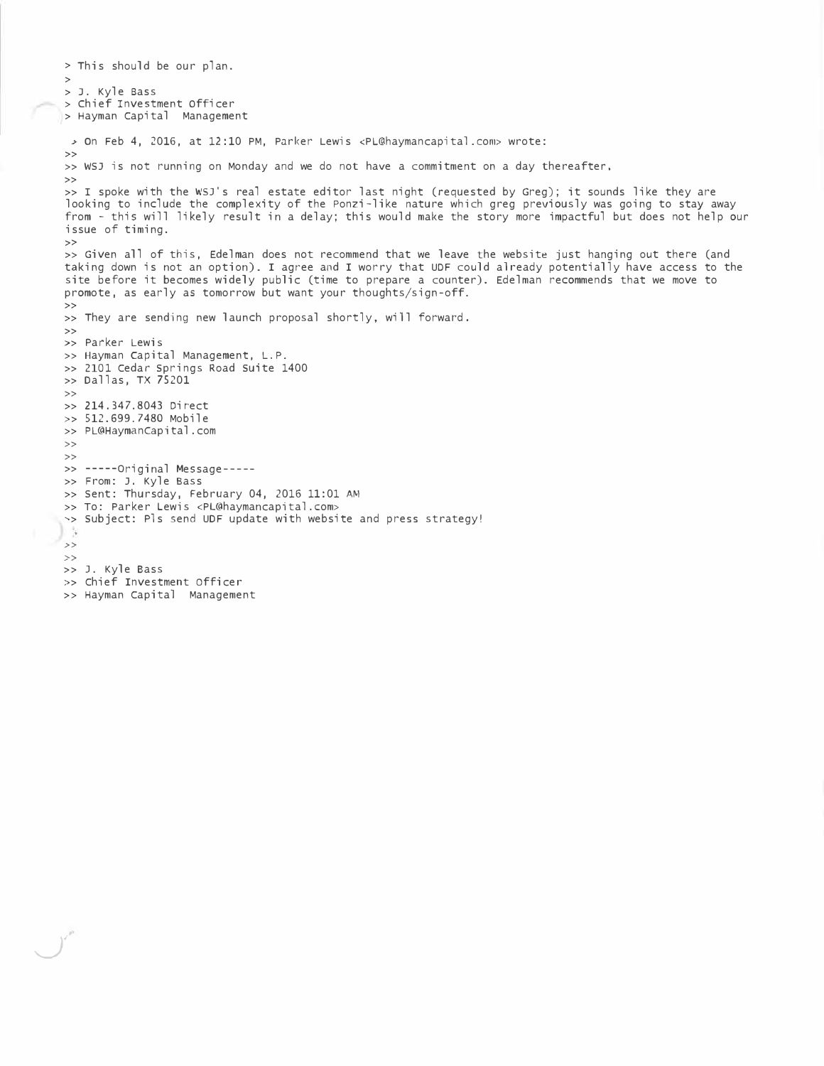> This should be our plan.
>
> J. Kyle Bass
> Chief Investment Officer
> Hayman Capital Management

> On Feb 4, 2016, at 12:10 PM, Parker Lewis <PL@haymancapital.com> wrote:
>>
>> WSJ is not running on Monday and we do not have a commitment on a day thereafter.
>>
>> I spoke with the WSJ's real estate editor last night (requested by Greg); it sounds like they are looking to include the complexity of the Ponzi-like nature which greg previously was going to stay away from - this will likely result in a delay; this would make the story more impactful but does not help our issue of timing.
>>
>> Given all of this, Edelman does not recommend that we leave the website just hanging out there (and taking down is not an option). I agree and I worry that UDF could already potentially have access to the site before it becomes widely public (time to prepare a counter). Edelman recommends that we move to promote, as early as tomorrow but want your thoughts/sign-off.
>>
>> They are sending new launch proposal shortly, will forward.
>>
>> Parker Lewis
>> Hayman Capital Management, L.P.
>> 2101 Cedar Springs Road Suite 1400
>> Dallas, TX 75201
>>
>> 214.347.8043 Direct
>> 512.699.7480 Mobile
>> PL@HaymanCapital.com
>>
>>
>> -----Original Message-----
>> From: J. Kyle Bass
>> Sent: Thursday, February 04, 2016 11:01 AM
>> To: Parker Lewis <PL@haymancapital.com>
>> Subject: Pls send UDF update with website and press strategy!
>>
>>
>>
>> J. Kyle Bass
>> Chief Investment Officer
>> Hayman Capital Management